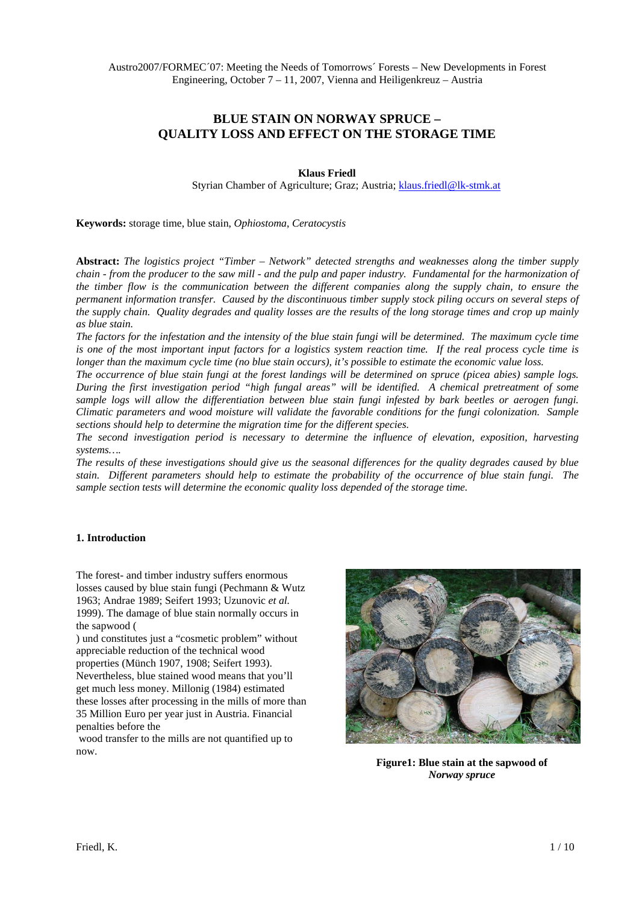# BLUE STAIN ON NORWAY SPRUCE – QUALITY LOSS AND EFFECT ON THE STORAGE TIME

**Klaus Friedl**

Styrian Chamber of Agriculture; Graz; Austria; klaus.friedl@lk-stmk.at

**Keywords:** storage time, blue stain, *Ophiostoma*, *Ceratocystis*

**Abstract:** *The logistics project "Timber – Network" detected strengths and weaknesses along the timber supply chain - from the producer to the saw mill - and the pulp and paper industry. Fundamental for the harmonization of the timber flow is the communication between the different companies along the supply chain, to ensure the permanent information transfer. Caused by the discontinuous timber supply stock piling occurs on several steps of the supply chain. Quality degrades and quality losses are the results of the long storage times and crop up mainly as blue stain.*

*The factors for the infestation and the intensity of the blue stain fungi will be determined. The maximum cycle time is one of the most important input factors for a logistics system reaction time. If the real process cycle time is longer than the maximum cycle time (no blue stain occurs), it's possible to estimate the economic value loss.*

*The occurrence of blue stain fungi at the forest landings will be determined on spruce (picea abies) sample logs. During the first investigation period "high fungal areas" will be identified. A chemical pretreatment of some sample logs will allow the differentiation between blue stain fungi infested by bark beetles or aerogen fungi. Climatic parameters and wood moisture will validate the favorable conditions for the fungi colonization. Sample sections should help to determine the migration time for the different species.*

*The second investigation period is necessary to determine the influence of elevation, exposition, harvesting systems….*

*The results of these investigations should give us the seasonal differences for the quality degrades caused by blue stain. Different parameters should help to estimate the probability of the occurrence of blue stain fungi. The sample section tests will determine the economic quality loss depended of the storage time.*

## 1. Introduction

The forest- and timber industry suffers enormous losses caused by blue stain fungi (Pechmann & Wutz 1963; Andrae 1989; Seifert 1993; Uzunovic *et al.* 1999). The damage of blue stain normally occurs in the sapwood (

) und constitutes just a "cosmetic problem" without appreciable reduction of the technical wood properties (Münch 1907, 1908; Seifert 1993). Nevertheless, blue stained wood means that you'll get much less money. Millonig (1984) estimated these losses after processing in the mills of more than 35 Million Euro per year just in Austria. Financial penalties before the wood transfer to the mills are not quantified up to now.

**Figure1: Blue stain at the sapwood of *Norway spruce***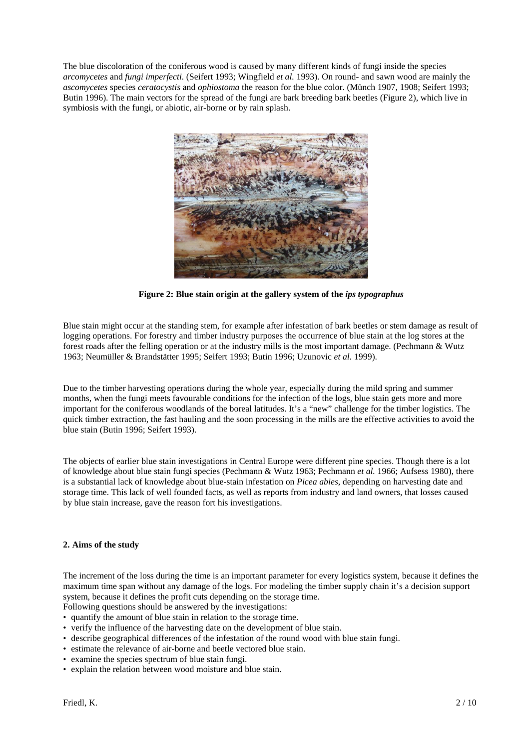The blue discoloration of the coniferous wood is caused by many different kinds of fungi inside the species *arcomycetes* and *fungi imperfecti*. (Seifert 1993; Wingfield *et al.* 1993). On round- and sawn wood are mainly the *ascomycetes* species *ceratocystis* and *ophiostoma* the reason for the blue color. (Münch 1907, 1908; Seifert 1993; Butin 1996). The main vectors for the spread of the fungi are bark breeding bark beetles (Figure 2), which live in symbiosis with the fungi, or abiotic, air-borne or by rain splash.

**Figure 2: Blue stain origin at the gallery system of the *ips typographus***

Blue stain might occur at the standing stem, for example after infestation of bark beetles or stem damage as result of logging operations. For forestry and timber industry purposes the occurrence of blue stain at the log stores at the forest roads after the felling operation or at the industry mills is the most important damage. (Pechmann & Wutz 1963; Neumüller & Brandstätter 1995; Seifert 1993; Butin 1996; Uzunovic *et al.* 1999).

Due to the timber harvesting operations during the whole year, especially during the mild spring and summer months, when the fungi meets favourable conditions for the infection of the logs, blue stain gets more and more important for the coniferous woodlands of the boreal latitudes. It's a "new" challenge for the timber logistics. The quick timber extraction, the fast hauling and the soon processing in the mills are the effective activities to avoid the blue stain (Butin 1996; Seifert 1993).

The objects of earlier blue stain investigations in Central Europe were different pine species. Though there is a lot of knowledge about blue stain fungi species (Pechmann & Wutz 1963; Pechmann *et al.* 1966; Aufsess 1980), there is a substantial lack of knowledge about blue-stain infestation on *Picea abies*, depending on harvesting date and storage time. This lack of well founded facts, as well as reports from industry and land owners, that losses caused by blue stain increase, gave the reason fort his investigations.

## 2. Aims of the study

The increment of the loss during the time is an important parameter for every logistics system, because it defines the maximum time span without any damage of the logs. For modeling the timber supply chain it's a decision support system, because it defines the profit cuts depending on the storage time.

Following questions should be answered by the investigations:

- quantify the amount of blue stain in relation to the storage time.
- verify the influence of the harvesting date on the development of blue stain.
- describe geographical differences of the infestation of the round wood with blue stain fungi.
- estimate the relevance of air-borne and beetle vectored blue stain.
- examine the species spectrum of blue stain fungi.
- explain the relation between wood moisture and blue stain.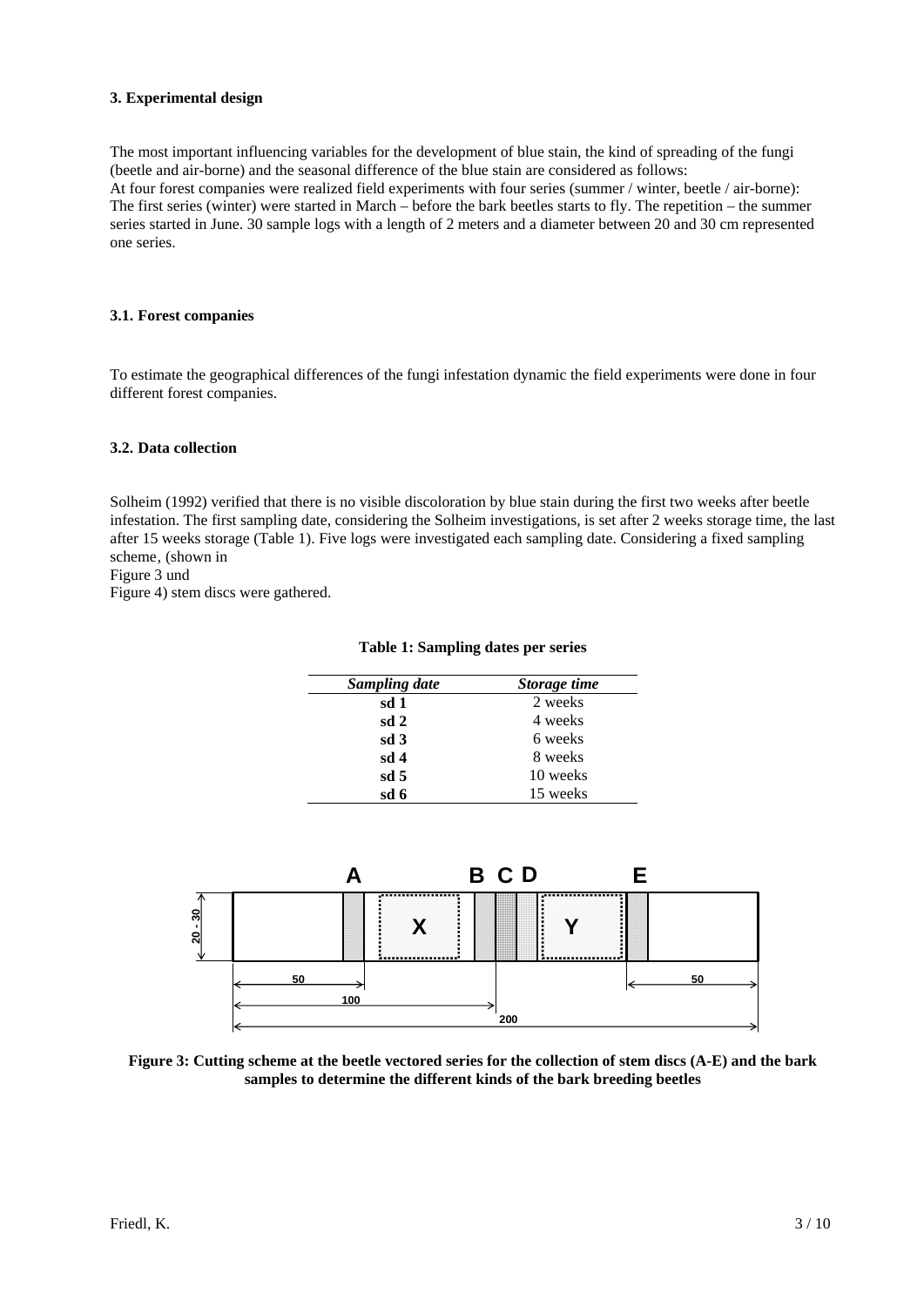### 3. Experimental design

The most important influencing variables for the development of blue stain, the kind of spreading of the fungi (beetle and air-borne) and the seasonal difference of the blue stain are considered as follows:
At four forest companies were realized field experiments with four series (summer / winter, beetle / air-borne): The first series (winter) were started in March – before the bark beetles starts to fly. The repetition – the summer series started in June. 30 sample logs with a length of 2 meters and a diameter between 20 and 30 cm represented one series.

#### 3.1. Forest companies

To estimate the geographical differences of the fungi infestation dynamic the field experiments were done in four different forest companies.

#### 3.2. Data collection

Solheim (1992) verified that there is no visible discoloration by blue stain during the first two weeks after beetle infestation. The first sampling date, considering the Solheim investigations, is set after 2 weeks storage time, the last after 15 weeks storage (Table 1). Five logs were investigated each sampling date. Considering a fixed sampling scheme, (shown in
Figure 3 und
Figure 4) stem discs were gathered.

**Table 1: Sampling dates per series**

| *Sampling date* | *Storage time* |
|---|---|
| **sd 1** | 2 weeks |
| **sd 2** | 4 weeks |
| **sd 3** | 6 weeks |
| **sd 4** | 8 weeks |
| **sd 5** | 10 weeks |
| **sd 6** | 15 weeks |

**Figure 3: Cutting scheme at the beetle vectored series for the collection of stem discs (A-E) and the bark samples to determine the different kinds of the bark breeding beetles**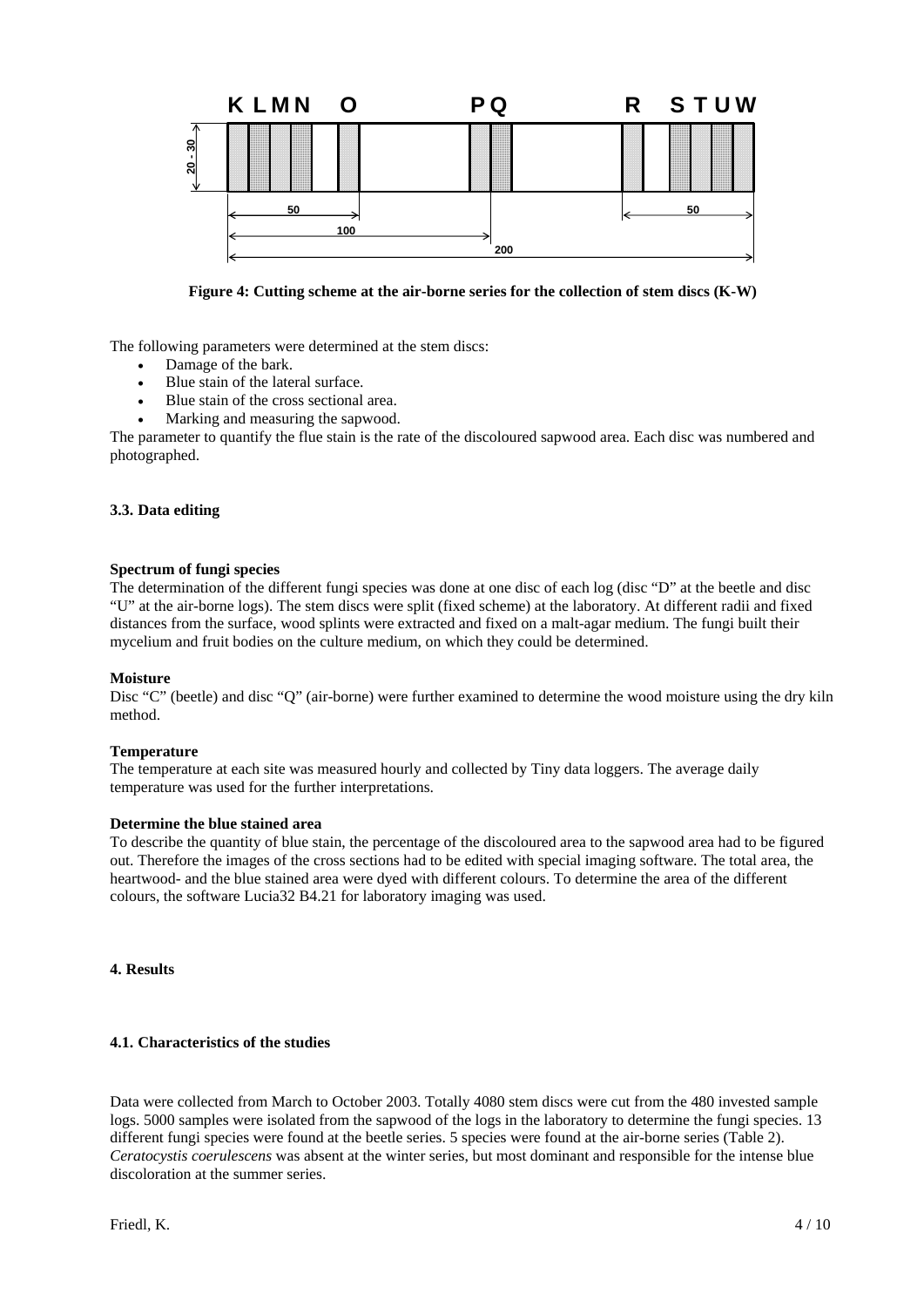**Figure 4: Cutting scheme at the air-borne series for the collection of stem discs (K-W)**

The following parameters were determined at the stem discs:

- Damage of the bark.
- Blue stain of the lateral surface.
- Blue stain of the cross sectional area.
- Marking and measuring the sapwood.

The parameter to quantify the flue stain is the rate of the discoloured sapwood area. Each disc was numbered and photographed.

### 3.3. Data editing

**Spectrum of fungi species**

The determination of the different fungi species was done at one disc of each log (disc "D" at the beetle and disc "U" at the air-borne logs). The stem discs were split (fixed scheme) at the laboratory. At different radii and fixed distances from the surface, wood splints were extracted and fixed on a malt-agar medium. The fungi built their mycelium and fruit bodies on the culture medium, on which they could be determined.

**Moisture**

Disc "C" (beetle) and disc "Q" (air-borne) were further examined to determine the wood moisture using the dry kiln method.

**Temperature**

The temperature at each site was measured hourly and collected by Tiny data loggers. The average daily temperature was used for the further interpretations.

**Determine the blue stained area**

To describe the quantity of blue stain, the percentage of the discoloured area to the sapwood area had to be figured out. Therefore the images of the cross sections had to be edited with special imaging software. The total area, the heartwood- and the blue stained area were dyed with different colours. To determine the area of the different colours, the software Lucia32 B4.21 for laboratory imaging was used.

## 4. Results

### 4.1. Characteristics of the studies

Data were collected from March to October 2003. Totally 4080 stem discs were cut from the 480 invested sample logs. 5000 samples were isolated from the sapwood of the logs in the laboratory to determine the fungi species. 13 different fungi species were found at the beetle series. 5 species were found at the air-borne series (Table 2). *Ceratocystis coerulescens* was absent at the winter series, but most dominant and responsible for the intense blue discoloration at the summer series.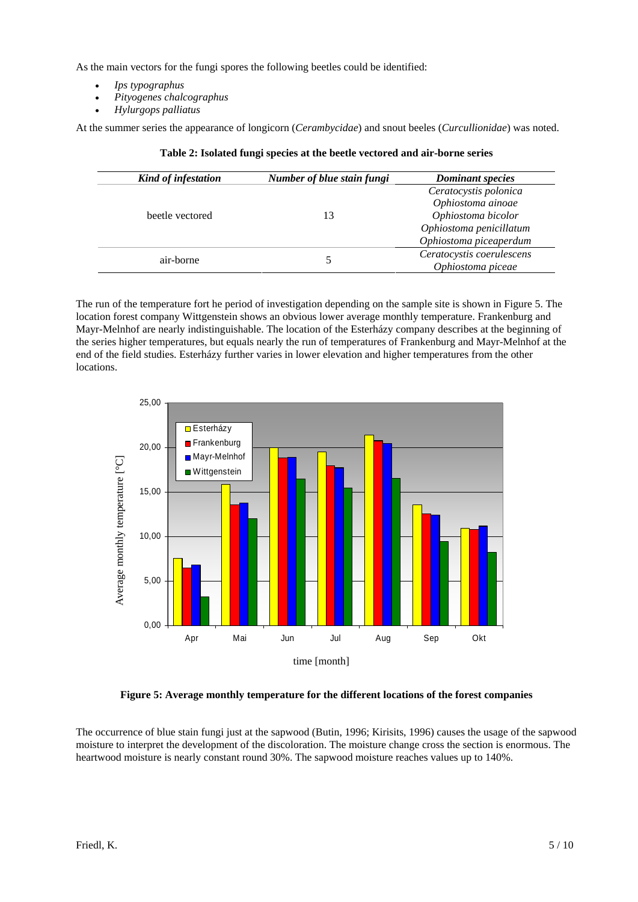As the main vectors for the fungi spores the following beetles could be identified:

- *Ips typographus*
- *Pityogenes chalcographus*
- *Hylurgops palliatus*

At the summer series the appearance of longicorn (*Cerambycidae*) and snout beeles (*Curcullionidae*) was noted.

**Table 2: Isolated fungi species at the beetle vectored and air-borne series**

| *Kind of infestation* | *Number of blue stain fungi* | *Dominant species* |
|---|---|---|
| beetle vectored | 13 | *Ceratocystis polonica*<br>*Ophiostoma ainoae*<br>*Ophiostoma bicolor*<br>*Ophiostoma penicillatum*<br>*Ophiostoma piceaperdum* |
| air-borne | 5 | *Ceratocystis coerulescens*<br>*Ophiostoma piceae* |

The run of the temperature fort he period of investigation depending on the sample site is shown in Figure 5. The location forest company Wittgenstein shows an obvious lower average monthly temperature. Frankenburg and Mayr-Melnhof are nearly indistinguishable. The location of the Esterházy company describes at the beginning of the series higher temperatures, but equals nearly the run of temperatures of Frankenburg and Mayr-Melnhof at the end of the field studies. Esterházy further varies in lower elevation and higher temperatures from the other locations.

**Figure 5: Average monthly temperature for the different locations of the forest companies**

The occurrence of blue stain fungi just at the sapwood (Butin, 1996; Kirisits, 1996) causes the usage of the sapwood moisture to interpret the development of the discoloration. The moisture change cross the section is enormous. The heartwood moisture is nearly constant round 30%. The sapwood moisture reaches values up to 140%.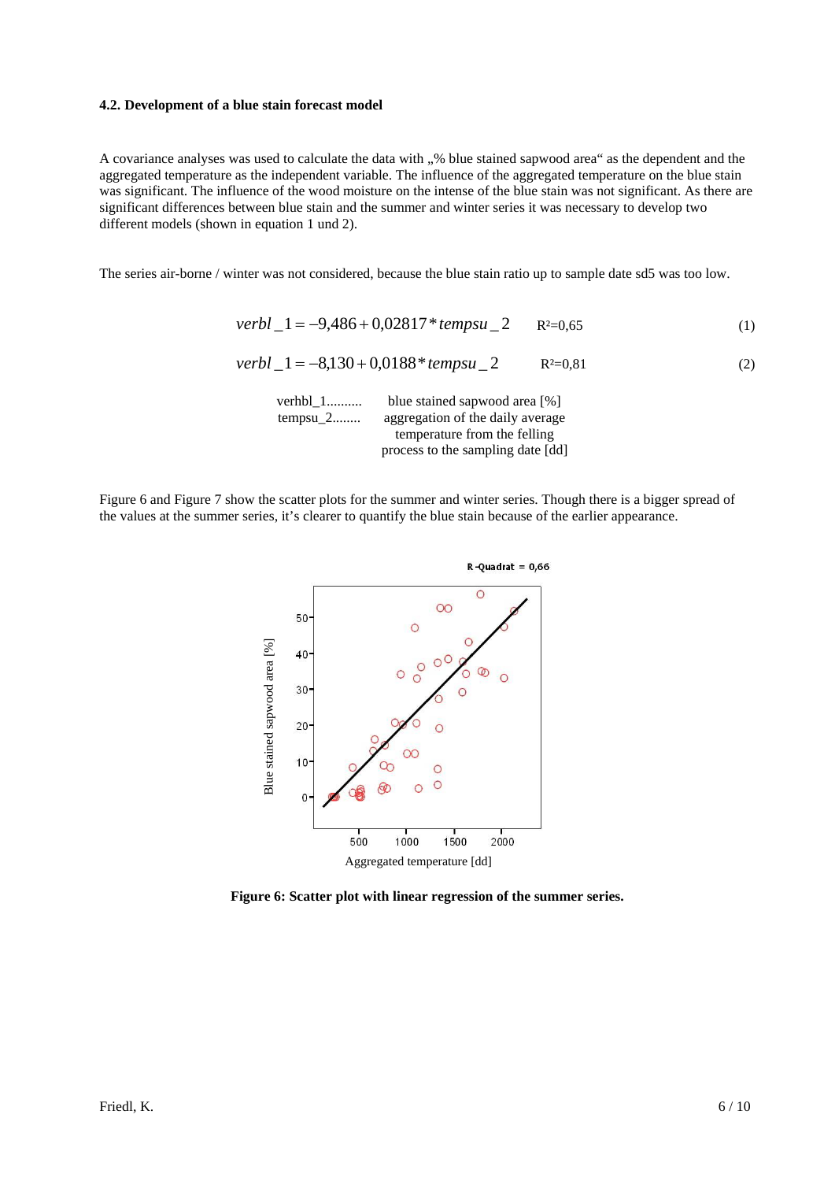### 4.2. Development of a blue stain forecast model

A covariance analyses was used to calculate the data with „% blue stained sapwood area“ as the dependent and the aggregated temperature as the independent variable. The influence of the aggregated temperature on the blue stain was significant. The influence of the wood moisture on the intense of the blue stain was not significant. As there are significant differences between blue stain and the summer and winter series it was necessary to develop two different models (shown in equation 1 und 2).

The series air-borne / winter was not considered, because the blue stain ratio up to sample date sd5 was too low.

$$verbl\_1 = -9{,}486 + 0{,}02817 * tempsu\_2 \qquad R^2=0{,}65 \qquad (1)$$

$$verbl\_1 = -8{,}130 + 0{,}0188 * tempsu\_2 \qquad R^2=0{,}81 \qquad (2)$$

verhbl_1.......... blue stained sapwood area [%]

tempsu_2........ aggregation of the daily average temperature from the felling process to the sampling date [dd]

Figure 6 and Figure 7 show the scatter plots for the summer and winter series. Though there is a bigger spread of the values at the summer series, it’s clearer to quantify the blue stain because of the earlier appearance.

**Figure 6: Scatter plot with linear regression of the summer series.**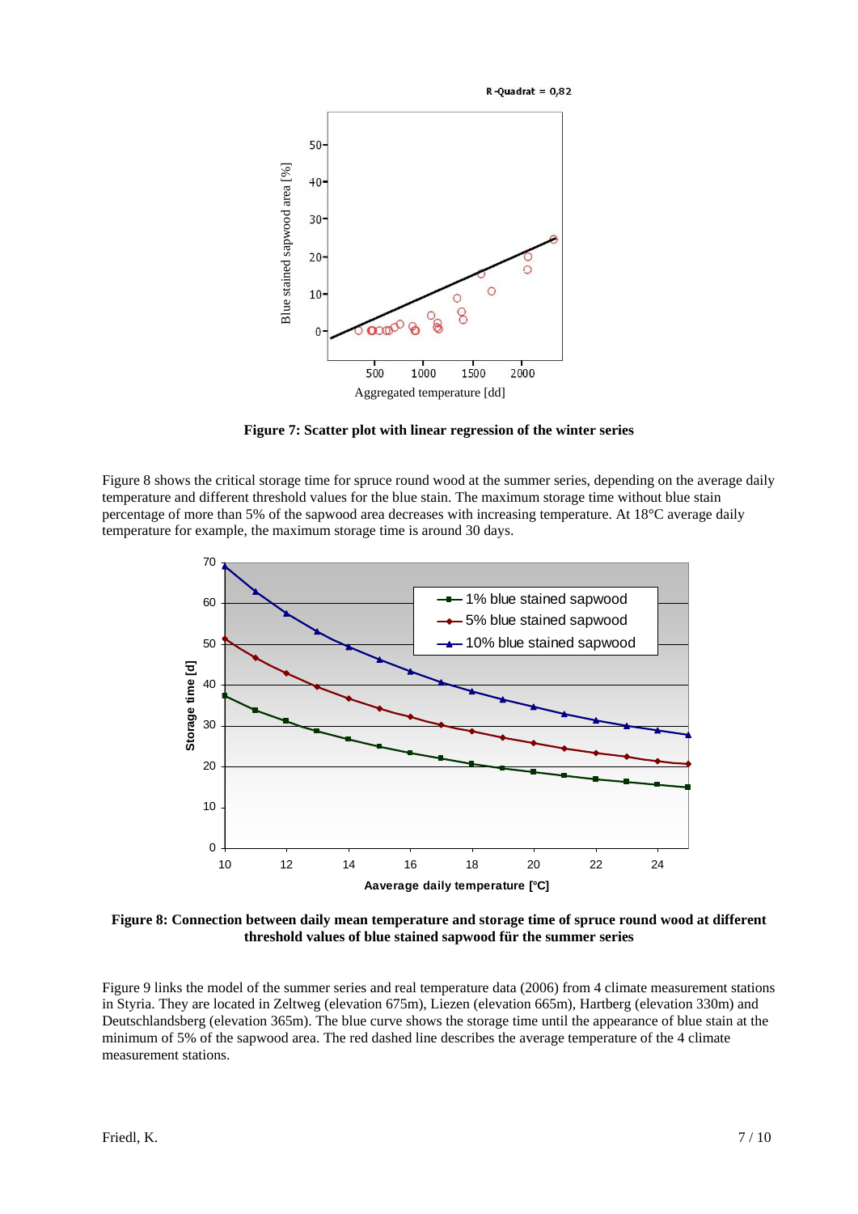**Figure 7: Scatter plot with linear regression of the winter series**

Figure 8 shows the critical storage time for spruce round wood at the summer series, depending on the average daily temperature and different threshold values for the blue stain. The maximum storage time without blue stain percentage of more than 5% of the sapwood area decreases with increasing temperature. At 18°C average daily temperature for example, the maximum storage time is around 30 days.

**Figure 8: Connection between daily mean temperature and storage time of spruce round wood at different threshold values of blue stained sapwood für the summer series**

Figure 9 links the model of the summer series and real temperature data (2006) from 4 climate measurement stations in Styria. They are located in Zeltweg (elevation 675m), Liezen (elevation 665m), Hartberg (elevation 330m) and Deutschlandsberg (elevation 365m). The blue curve shows the storage time until the appearance of blue stain at the minimum of 5% of the sapwood area. The red dashed line describes the average temperature of the 4 climate measurement stations.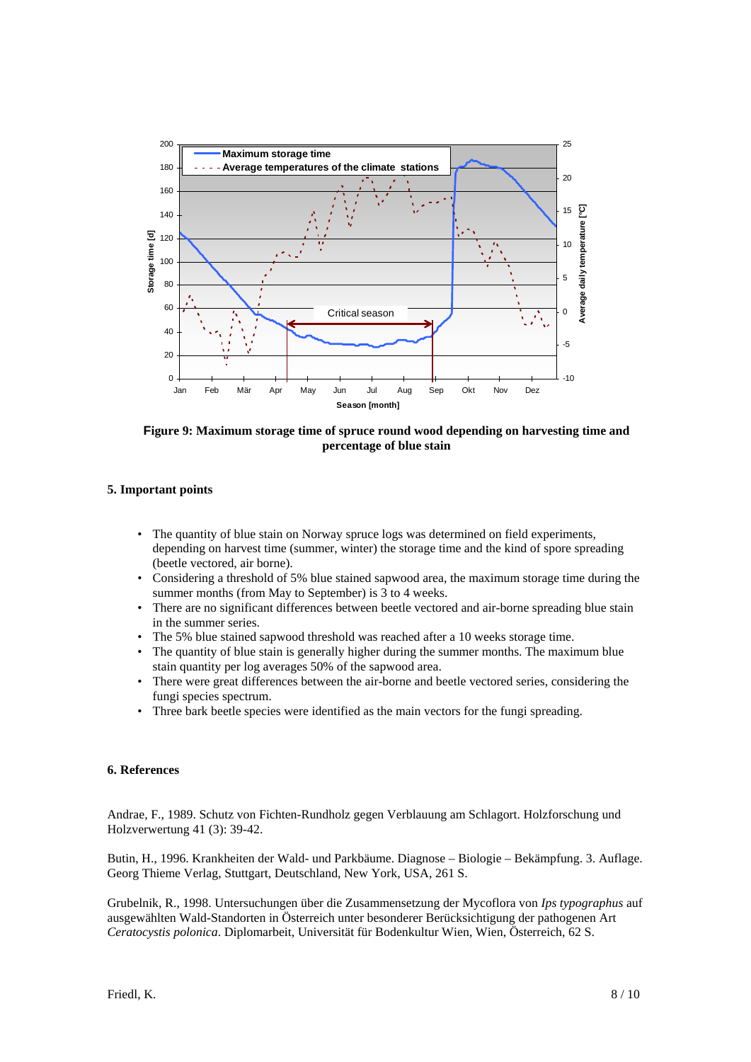**Figure 9: Maximum storage time of spruce round wood depending on harvesting time and percentage of blue stain**

## 5. Important points

- The quantity of blue stain on Norway spruce logs was determined on field experiments, depending on harvest time (summer, winter) the storage time and the kind of spore spreading (beetle vectored, air borne).
- Considering a threshold of 5% blue stained sapwood area, the maximum storage time during the summer months (from May to September) is 3 to 4 weeks.
- There are no significant differences between beetle vectored and air-borne spreading blue stain in the summer series.
- The 5% blue stained sapwood threshold was reached after a 10 weeks storage time.
- The quantity of blue stain is generally higher during the summer months. The maximum blue stain quantity per log averages 50% of the sapwood area.
- There were great differences between the air-borne and beetle vectored series, considering the fungi species spectrum.
- Three bark beetle species were identified as the main vectors for the fungi spreading.

## 6. References

Andrae, F., 1989. Schutz von Fichten-Rundholz gegen Verblauung am Schlagort. Holzforschung und Holzverwertung 41 (3): 39-42.

Butin, H., 1996. Krankheiten der Wald- und Parkbäume. Diagnose – Biologie – Bekämpfung. 3. Auflage. Georg Thieme Verlag, Stuttgart, Deutschland, New York, USA, 261 S.

Grubelnik, R., 1998. Untersuchungen über die Zusammensetzung der Mycoflora von *Ips typographus* auf ausgewählten Wald-Standorten in Österreich unter besonderer Berücksichtigung der pathogenen Art *Ceratocystis polonica*. Diplomarbeit, Universität für Bodenkultur Wien, Wien, Österreich, 62 S.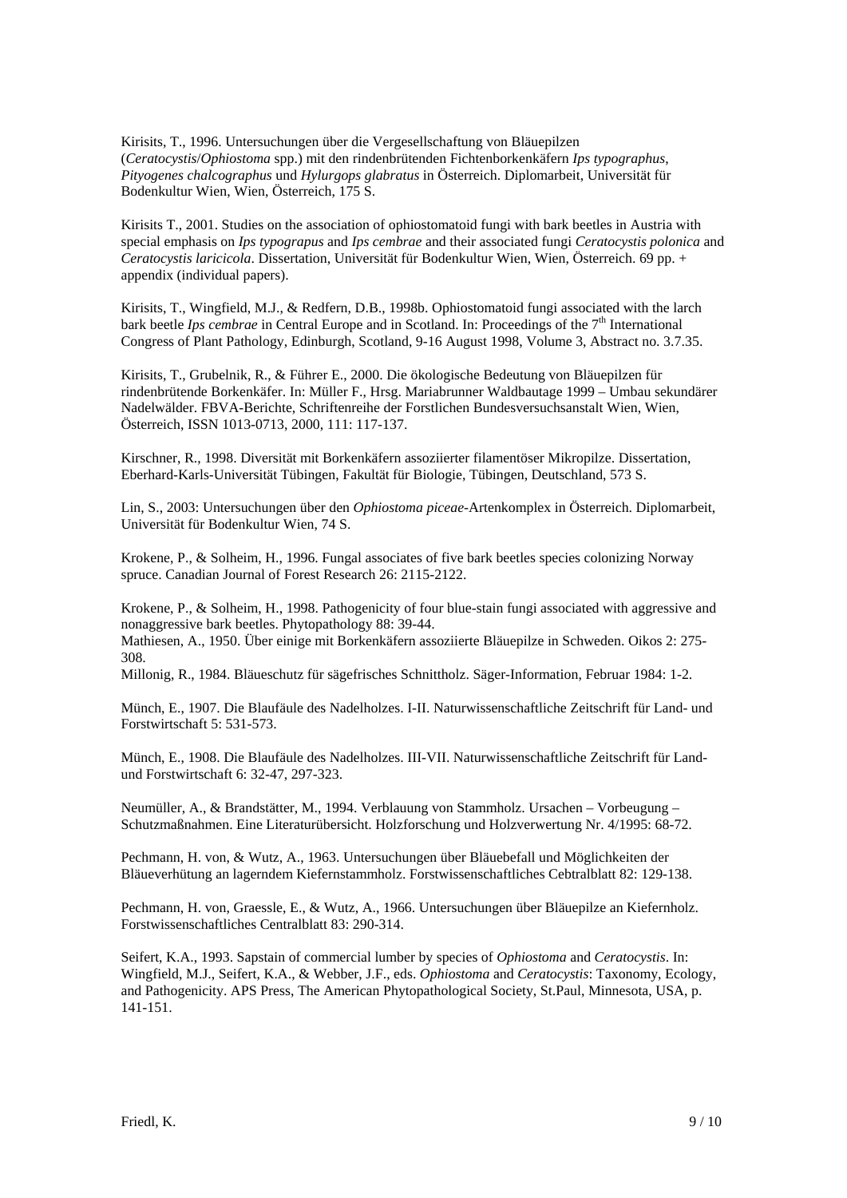Kirisits, T., 1996. Untersuchungen über die Vergesellschaftung von Bläuepilzen (*Ceratocystis*/*Ophiostoma* spp.) mit den rindenbrütenden Fichtenborkenkäfern *Ips typographus*, *Pityogenes chalcographus* und *Hylurgops glabratus* in Österreich. Diplomarbeit, Universität für Bodenkultur Wien, Wien, Österreich, 175 S.

Kirisits T., 2001. Studies on the association of ophiostomatoid fungi with bark beetles in Austria with special emphasis on *Ips typograpus* and *Ips cembrae* and their associated fungi *Ceratocystis polonica* and *Ceratocystis laricicola*. Dissertation, Universität für Bodenkultur Wien, Wien, Österreich. 69 pp. + appendix (individual papers).

Kirisits, T., Wingfield, M.J., & Redfern, D.B., 1998b. Ophiostomatoid fungi associated with the larch bark beetle *Ips cembrae* in Central Europe and in Scotland. In: Proceedings of the 7th International Congress of Plant Pathology, Edinburgh, Scotland, 9-16 August 1998, Volume 3, Abstract no. 3.7.35.

Kirisits, T., Grubelnik, R., & Führer E., 2000. Die ökologische Bedeutung von Bläuepilzen für rindenbrütende Borkenkäfer. In: Müller F., Hrsg. Mariabrunner Waldbautage 1999 – Umbau sekundärer Nadelwälder. FBVA-Berichte, Schriftenreihe der Forstlichen Bundesversuchsanstalt Wien, Wien, Österreich, ISSN 1013-0713, 2000, 111: 117-137.

Kirschner, R., 1998. Diversität mit Borkenkäfern assoziierter filamentöser Mikropilze. Dissertation, Eberhard-Karls-Universität Tübingen, Fakultät für Biologie, Tübingen, Deutschland, 573 S.

Lin, S., 2003: Untersuchungen über den *Ophiostoma piceae*-Artenkomplex in Österreich. Diplomarbeit, Universität für Bodenkultur Wien, 74 S.

Krokene, P., & Solheim, H., 1996. Fungal associates of five bark beetles species colonizing Norway spruce. Canadian Journal of Forest Research 26: 2115-2122.

Krokene, P., & Solheim, H., 1998. Pathogenicity of four blue-stain fungi associated with aggressive and nonaggressive bark beetles. Phytopathology 88: 39-44.

Mathiesen, A., 1950. Über einige mit Borkenkäfern assoziierte Bläuepilze in Schweden. Oikos 2: 275-308.

Millonig, R., 1984. Bläueschutz für sägefrisches Schnittholz. Säger-Information, Februar 1984: 1-2.

Münch, E., 1907. Die Blaufäule des Nadelholzes. I-II. Naturwissenschaftliche Zeitschrift für Land- und Forstwirtschaft 5: 531-573.

Münch, E., 1908. Die Blaufäule des Nadelholzes. III-VII. Naturwissenschaftliche Zeitschrift für Land- und Forstwirtschaft 6: 32-47, 297-323.

Neumüller, A., & Brandstätter, M., 1994. Verblauung von Stammholz. Ursachen – Vorbeugung – Schutzmaßnahmen. Eine Literaturübersicht. Holzforschung und Holzverwertung Nr. 4/1995: 68-72.

Pechmann, H. von, & Wutz, A., 1963. Untersuchungen über Bläuebefall und Möglichkeiten der Bläueverhütung an lagerndem Kiefernstammholz. Forstwissenschaftliches Cebtralblatt 82: 129-138.

Pechmann, H. von, Graessle, E., & Wutz, A., 1966. Untersuchungen über Bläuepilze an Kiefernholz. Forstwissenschaftliches Centralblatt 83: 290-314.

Seifert, K.A., 1993. Sapstain of commercial lumber by species of *Ophiostoma* and *Ceratocystis*. In: Wingfield, M.J., Seifert, K.A., & Webber, J.F., eds. *Ophiostoma* and *Ceratocystis*: Taxonomy, Ecology, and Pathogenicity. APS Press, The American Phytopathological Society, St.Paul, Minnesota, USA, p. 141-151.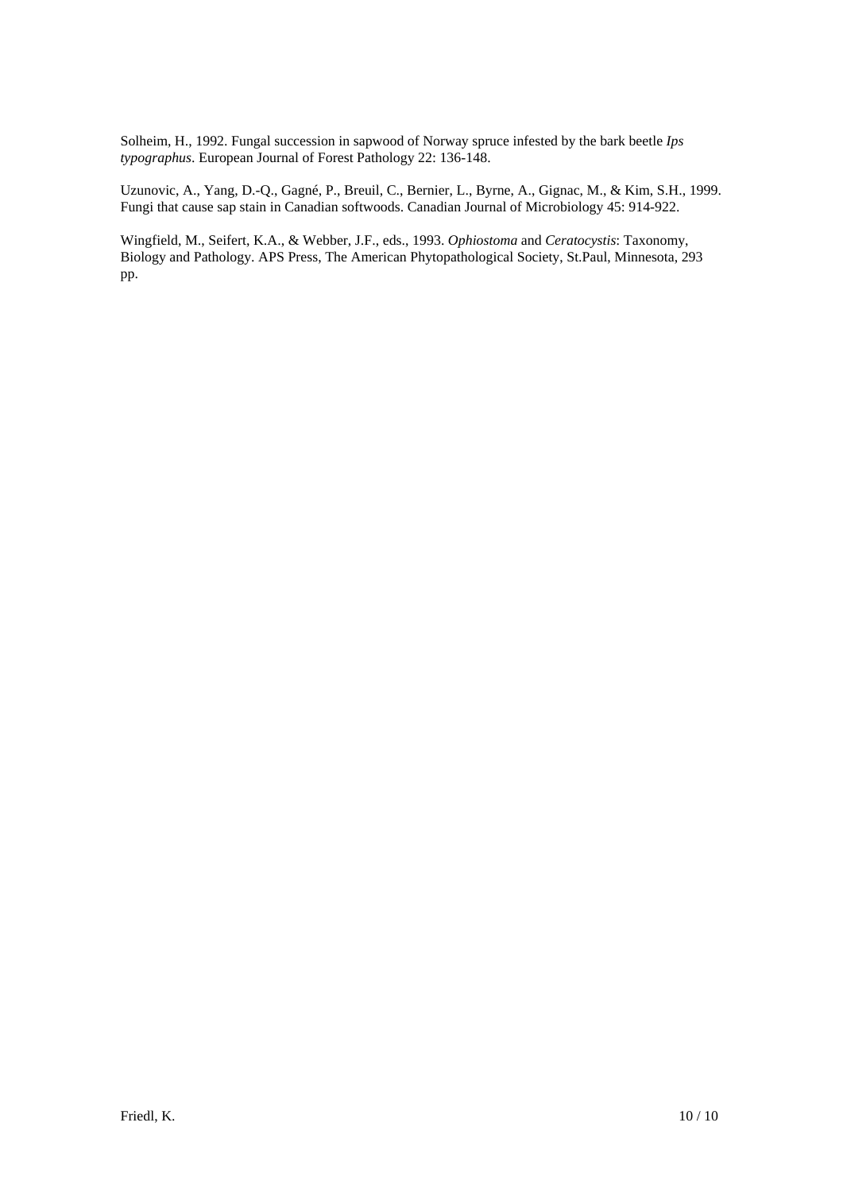Solheim, H., 1992. Fungal succession in sapwood of Norway spruce infested by the bark beetle *Ips typographus*. European Journal of Forest Pathology 22: 136-148.

Uzunovic, A., Yang, D.-Q., Gagné, P., Breuil, C., Bernier, L., Byrne, A., Gignac, M., & Kim, S.H., 1999. Fungi that cause sap stain in Canadian softwoods. Canadian Journal of Microbiology 45: 914-922.

Wingfield, M., Seifert, K.A., & Webber, J.F., eds., 1993. *Ophiostoma* and *Ceratocystis*: Taxonomy, Biology and Pathology. APS Press, The American Phytopathological Society, St.Paul, Minnesota, 293 pp.